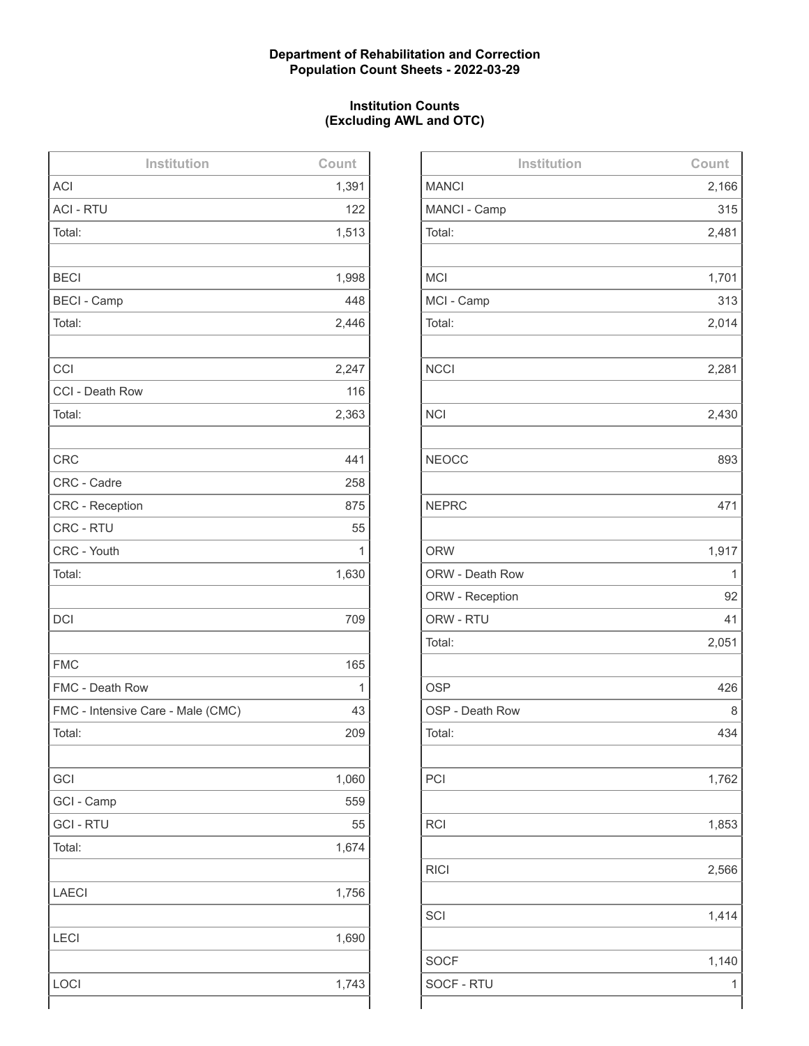**Department of Rehabilitation and Correction**
**Population Count Sheets - 2022-03-29**

**Institution Counts**
**(Excluding AWL and OTC)**

| Institution | Count |
|---|---|
| ACI | 1,391 |
| ACI - RTU | 122 |
| Total: | 1,513 |
| | |
| BECI | 1,998 |
| BECI - Camp | 448 |
| Total: | 2,446 |
| | |
| CCI | 2,247 |
| CCI - Death Row | 116 |
| Total: | 2,363 |
| | |
| CRC | 441 |
| CRC - Cadre | 258 |
| CRC - Reception | 875 |
| CRC - RTU | 55 |
| CRC - Youth | 1 |
| Total: | 1,630 |
| | |
| DCI | 709 |
| | |
| FMC | 165 |
| FMC - Death Row | 1 |
| FMC - Intensive Care - Male (CMC) | 43 |
| Total: | 209 |
| | |
| GCI | 1,060 |
| GCI - Camp | 559 |
| GCI - RTU | 55 |
| Total: | 1,674 |
| | |
| LAECI | 1,756 |
| | |
| LECI | 1,690 |
| | |
| LOCI | 1,743 |
| | |

| Institution | Count |
|---|---|
| MANCI | 2,166 |
| MANCI - Camp | 315 |
| Total: | 2,481 |
| | |
| MCI | 1,701 |
| MCI - Camp | 313 |
| Total: | 2,014 |
| | |
| NCCI | 2,281 |
| | |
| NCI | 2,430 |
| | |
| NEOCC | 893 |
| | |
| NEPRC | 471 |
| | |
| ORW | 1,917 |
| ORW - Death Row | 1 |
| ORW - Reception | 92 |
| ORW - RTU | 41 |
| Total: | 2,051 |
| | |
| OSP | 426 |
| OSP - Death Row | 8 |
| Total: | 434 |
| | |
| PCI | 1,762 |
| | |
| RCI | 1,853 |
| | |
| RICI | 2,566 |
| | |
| SCI | 1,414 |
| | |
| SOCF | 1,140 |
| SOCF - RTU | 1 |
| | |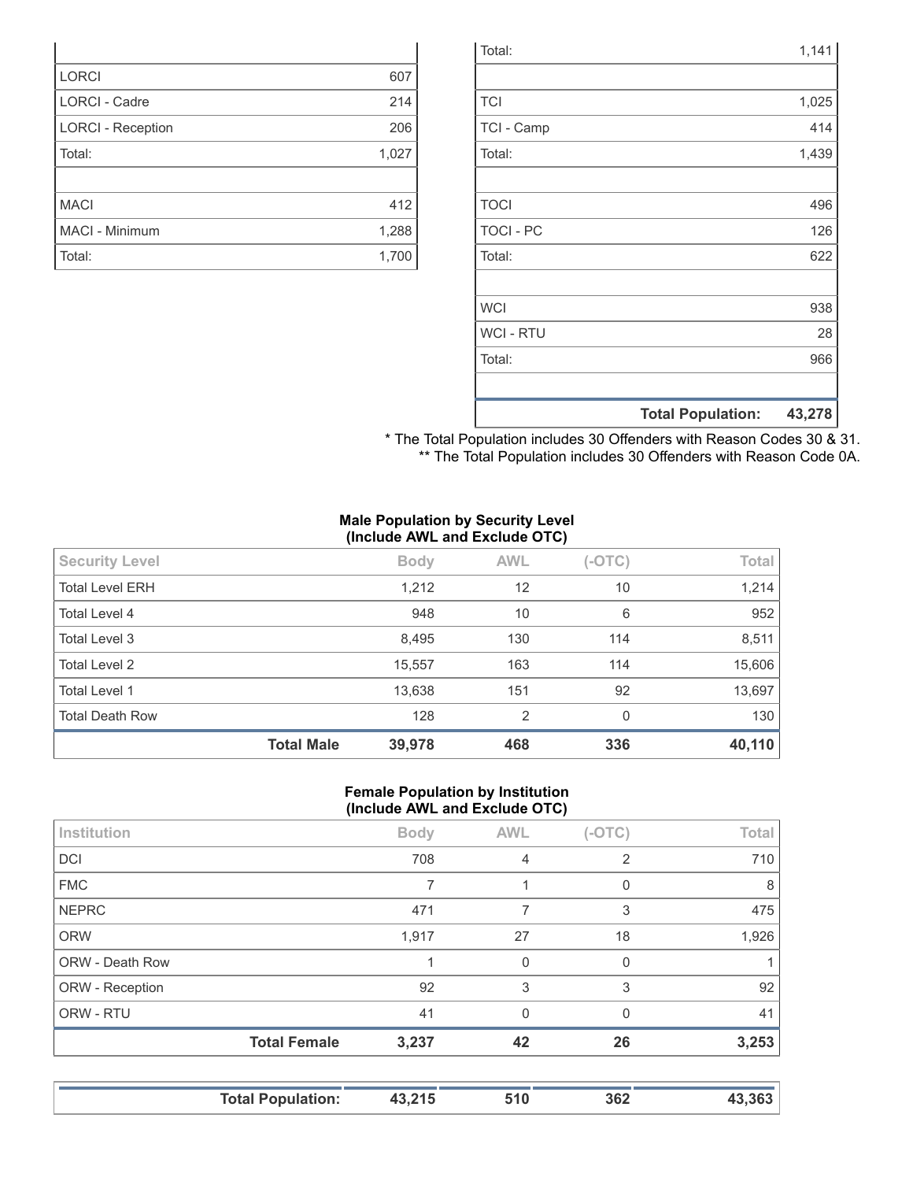| | |
|---|---|
| LORCI | 607 |
| LORCI - Cadre | 214 |
| LORCI - Reception | 206 |
| Total: | 1,027 |
| | |
| MACI | 412 |
| MACI - Minimum | 1,288 |
| Total: | 1,700 |

| | |
|---|---|
| Total: | 1,141 |
| | |
| TCI | 1,025 |
| TCI - Camp | 414 |
| Total: | 1,439 |
| | |
| TOCI | 496 |
| TOCI - PC | 126 |
| Total: | 622 |
| | |
| WCI | 938 |
| WCI - RTU | 28 |
| Total: | 966 |
| | |
| **Total Population:** | **43,278** |

* The Total Population includes 30 Offenders with Reason Codes 30 & 31.
** The Total Population includes 30 Offenders with Reason Code 0A.

**Male Population by Security Level**
**(Include AWL and Exclude OTC)**

| Security Level | Body | AWL | (-OTC) | Total |
|---|---|---|---|---|
| Total Level ERH | 1,212 | 12 | 10 | 1,214 |
| Total Level 4 | 948 | 10 | 6 | 952 |
| Total Level 3 | 8,495 | 130 | 114 | 8,511 |
| Total Level 2 | 15,557 | 163 | 114 | 15,606 |
| Total Level 1 | 13,638 | 151 | 92 | 13,697 |
| Total Death Row | 128 | 2 | 0 | 130 |
| **Total Male** | **39,978** | **468** | **336** | **40,110** |

**Female Population by Institution**
**(Include AWL and Exclude OTC)**

| Institution | Body | AWL | (-OTC) | Total |
|---|---|---|---|---|
| DCI | 708 | 4 | 2 | 710 |
| FMC | 7 | 1 | 0 | 8 |
| NEPRC | 471 | 7 | 3 | 475 |
| ORW | 1,917 | 27 | 18 | 1,926 |
| ORW - Death Row | 1 | 0 | 0 | 1 |
| ORW - Reception | 92 | 3 | 3 | 92 |
| ORW - RTU | 41 | 0 | 0 | 41 |
| **Total Female** | **3,237** | **42** | **26** | **3,253** |

| | | | | |
|---|---|---|---|---|
| **Total Population:** | **43,215** | **510** | **362** | **43,363** |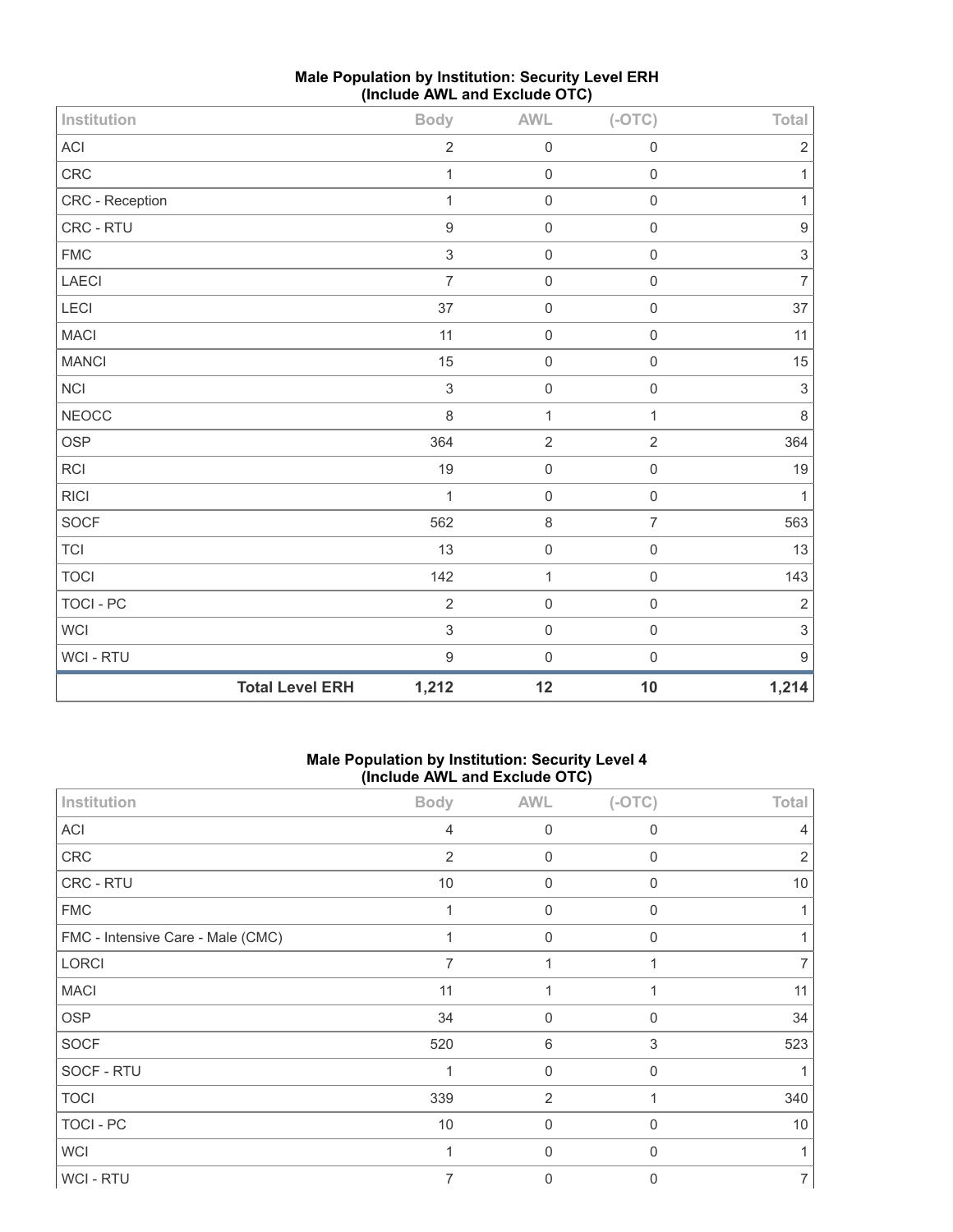**Male Population by Institution: Security Level ERH (Include AWL and Exclude OTC)**

| Institution | Body | AWL | (-OTC) | Total |
|---|---|---|---|---|
| ACI | 2 | 0 | 0 | 2 |
| CRC | 1 | 0 | 0 | 1 |
| CRC - Reception | 1 | 0 | 0 | 1 |
| CRC - RTU | 9 | 0 | 0 | 9 |
| FMC | 3 | 0 | 0 | 3 |
| LAECI | 7 | 0 | 0 | 7 |
| LECI | 37 | 0 | 0 | 37 |
| MACI | 11 | 0 | 0 | 11 |
| MANCI | 15 | 0 | 0 | 15 |
| NCI | 3 | 0 | 0 | 3 |
| NEOCC | 8 | 1 | 1 | 8 |
| OSP | 364 | 2 | 2 | 364 |
| RCI | 19 | 0 | 0 | 19 |
| RICI | 1 | 0 | 0 | 1 |
| SOCF | 562 | 8 | 7 | 563 |
| TCI | 13 | 0 | 0 | 13 |
| TOCI | 142 | 1 | 0 | 143 |
| TOCI - PC | 2 | 0 | 0 | 2 |
| WCI | 3 | 0 | 0 | 3 |
| WCI - RTU | 9 | 0 | 0 | 9 |
| **Total Level ERH** | **1,212** | **12** | **10** | **1,214** |

**Male Population by Institution: Security Level 4 (Include AWL and Exclude OTC)**

| Institution | Body | AWL | (-OTC) | Total |
|---|---|---|---|---|
| ACI | 4 | 0 | 0 | 4 |
| CRC | 2 | 0 | 0 | 2 |
| CRC - RTU | 10 | 0 | 0 | 10 |
| FMC | 1 | 0 | 0 | 1 |
| FMC - Intensive Care - Male (CMC) | 1 | 0 | 0 | 1 |
| LORCI | 7 | 1 | 1 | 7 |
| MACI | 11 | 1 | 1 | 11 |
| OSP | 34 | 0 | 0 | 34 |
| SOCF | 520 | 6 | 3 | 523 |
| SOCF - RTU | 1 | 0 | 0 | 1 |
| TOCI | 339 | 2 | 1 | 340 |
| TOCI - PC | 10 | 0 | 0 | 10 |
| WCI | 1 | 0 | 0 | 1 |
| WCI - RTU | 7 | 0 | 0 | 7 |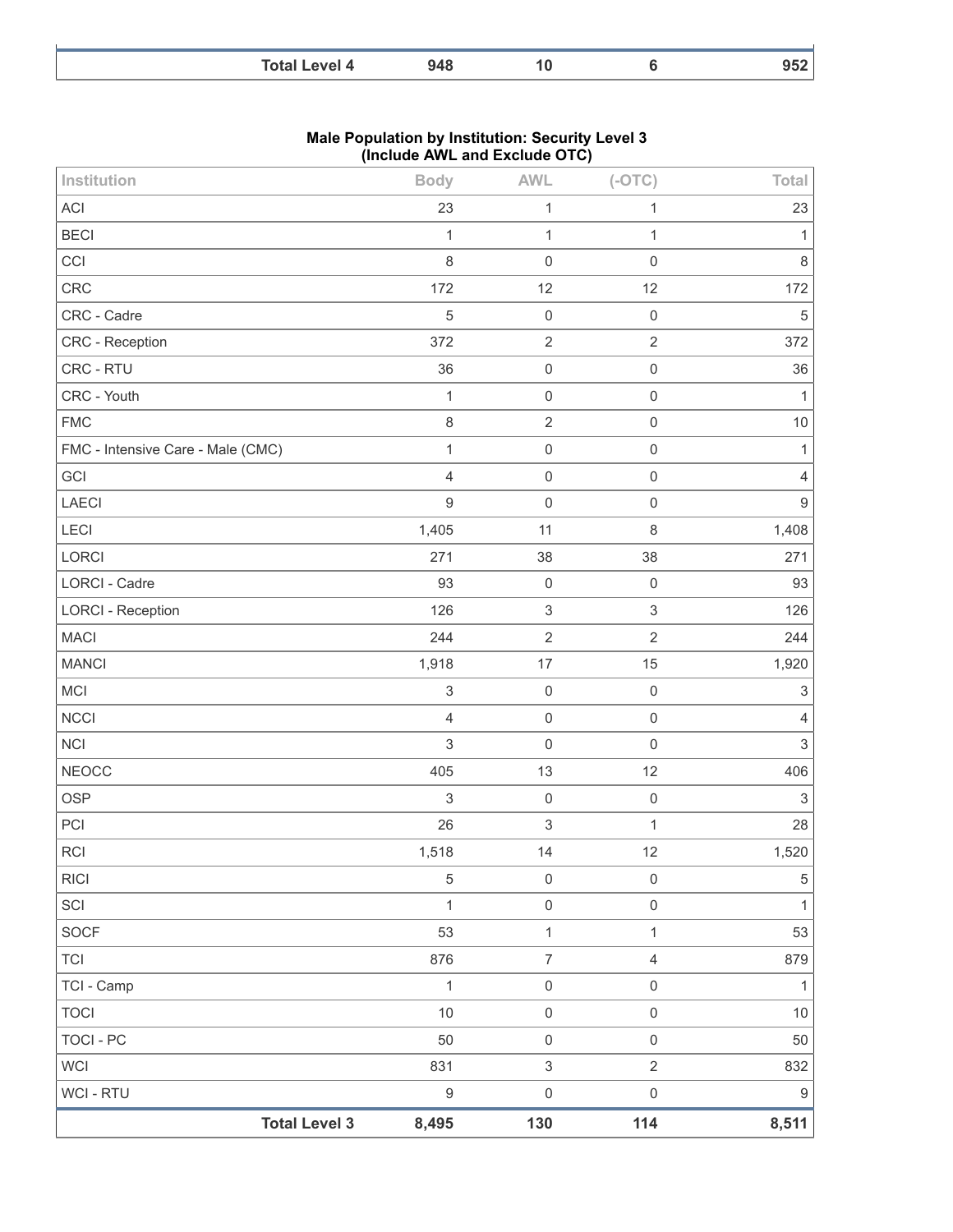| | Body | AWL | (-OTC) | Total |
|---|---|---|---|---|
| **Total Level 4** | **948** | **10** | **6** | **952** |

**Male Population by Institution: Security Level 3**
**(Include AWL and Exclude OTC)**

| Institution | Body | AWL | (-OTC) | Total |
|---|---|---|---|---|
| ACI | 23 | 1 | 1 | 23 |
| BECI | 1 | 1 | 1 | 1 |
| CCI | 8 | 0 | 0 | 8 |
| CRC | 172 | 12 | 12 | 172 |
| CRC - Cadre | 5 | 0 | 0 | 5 |
| CRC - Reception | 372 | 2 | 2 | 372 |
| CRC - RTU | 36 | 0 | 0 | 36 |
| CRC - Youth | 1 | 0 | 0 | 1 |
| FMC | 8 | 2 | 0 | 10 |
| FMC - Intensive Care - Male (CMC) | 1 | 0 | 0 | 1 |
| GCI | 4 | 0 | 0 | 4 |
| LAECI | 9 | 0 | 0 | 9 |
| LECI | 1,405 | 11 | 8 | 1,408 |
| LORCI | 271 | 38 | 38 | 271 |
| LORCI - Cadre | 93 | 0 | 0 | 93 |
| LORCI - Reception | 126 | 3 | 3 | 126 |
| MACI | 244 | 2 | 2 | 244 |
| MANCI | 1,918 | 17 | 15 | 1,920 |
| MCI | 3 | 0 | 0 | 3 |
| NCCI | 4 | 0 | 0 | 4 |
| NCI | 3 | 0 | 0 | 3 |
| NEOCC | 405 | 13 | 12 | 406 |
| OSP | 3 | 0 | 0 | 3 |
| PCI | 26 | 3 | 1 | 28 |
| RCI | 1,518 | 14 | 12 | 1,520 |
| RICI | 5 | 0 | 0 | 5 |
| SCI | 1 | 0 | 0 | 1 |
| SOCF | 53 | 1 | 1 | 53 |
| TCI | 876 | 7 | 4 | 879 |
| TCI - Camp | 1 | 0 | 0 | 1 |
| TOCI | 10 | 0 | 0 | 10 |
| TOCI - PC | 50 | 0 | 0 | 50 |
| WCI | 831 | 3 | 2 | 832 |
| WCI - RTU | 9 | 0 | 0 | 9 |
| **Total Level 3** | **8,495** | **130** | **114** | **8,511** |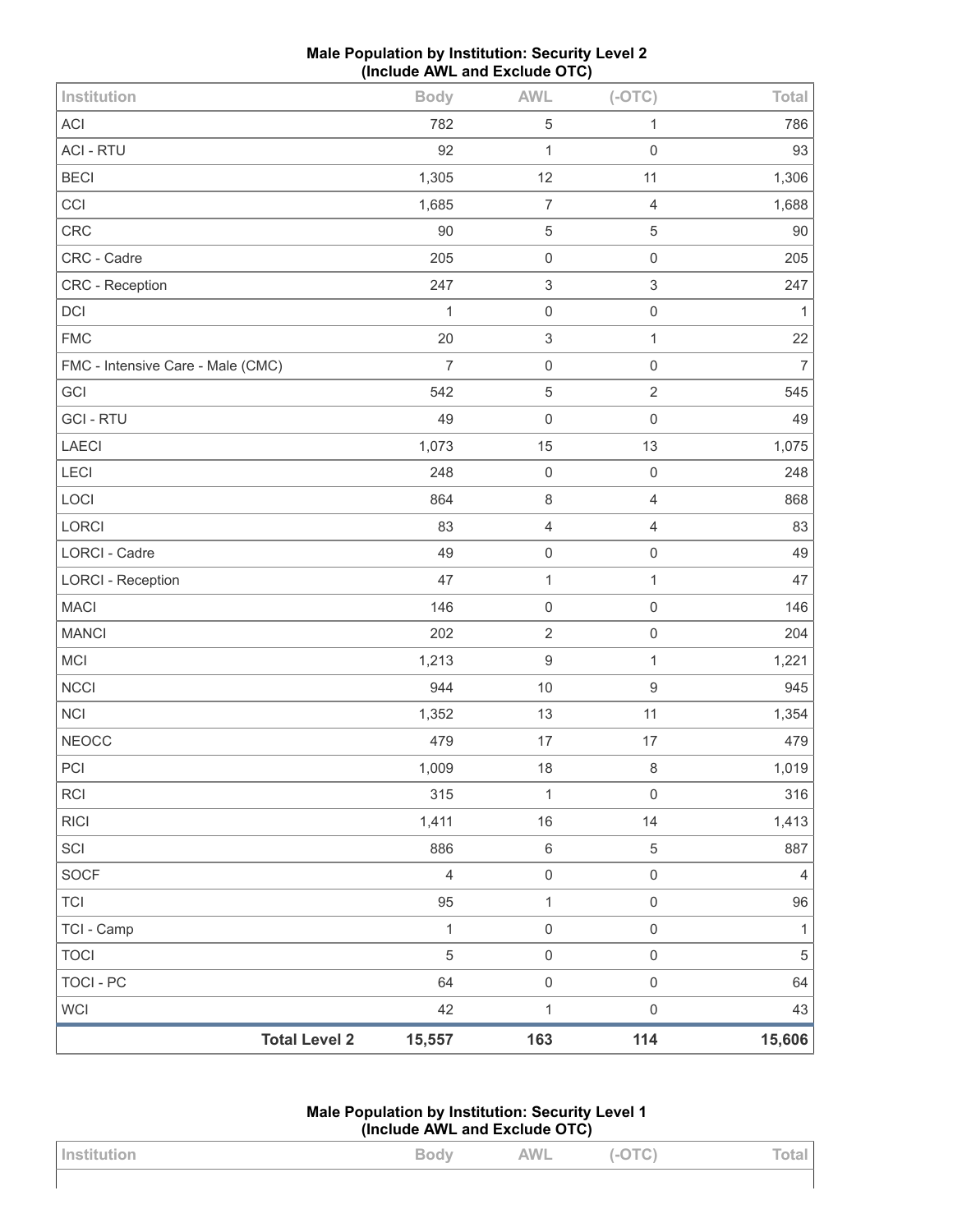**Male Population by Institution: Security Level 2 (Include AWL and Exclude OTC)**

| Institution | Body | AWL | (-OTC) | Total |
|---|---|---|---|---|
| ACI | 782 | 5 | 1 | 786 |
| ACI - RTU | 92 | 1 | 0 | 93 |
| BECI | 1,305 | 12 | 11 | 1,306 |
| CCI | 1,685 | 7 | 4 | 1,688 |
| CRC | 90 | 5 | 5 | 90 |
| CRC - Cadre | 205 | 0 | 0 | 205 |
| CRC - Reception | 247 | 3 | 3 | 247 |
| DCI | 1 | 0 | 0 | 1 |
| FMC | 20 | 3 | 1 | 22 |
| FMC - Intensive Care - Male (CMC) | 7 | 0 | 0 | 7 |
| GCI | 542 | 5 | 2 | 545 |
| GCI - RTU | 49 | 0 | 0 | 49 |
| LAECI | 1,073 | 15 | 13 | 1,075 |
| LECI | 248 | 0 | 0 | 248 |
| LOCI | 864 | 8 | 4 | 868 |
| LORCI | 83 | 4 | 4 | 83 |
| LORCI - Cadre | 49 | 0 | 0 | 49 |
| LORCI - Reception | 47 | 1 | 1 | 47 |
| MACI | 146 | 0 | 0 | 146 |
| MANCI | 202 | 2 | 0 | 204 |
| MCI | 1,213 | 9 | 1 | 1,221 |
| NCCI | 944 | 10 | 9 | 945 |
| NCI | 1,352 | 13 | 11 | 1,354 |
| NEOCC | 479 | 17 | 17 | 479 |
| PCI | 1,009 | 18 | 8 | 1,019 |
| RCI | 315 | 1 | 0 | 316 |
| RICI | 1,411 | 16 | 14 | 1,413 |
| SCI | 886 | 6 | 5 | 887 |
| SOCF | 4 | 0 | 0 | 4 |
| TCI | 95 | 1 | 0 | 96 |
| TCI - Camp | 1 | 0 | 0 | 1 |
| TOCI | 5 | 0 | 0 | 5 |
| TOCI - PC | 64 | 0 | 0 | 64 |
| WCI | 42 | 1 | 0 | 43 |
| **Total Level 2** | **15,557** | **163** | **114** | **15,606** |

**Male Population by Institution: Security Level 1 (Include AWL and Exclude OTC)**

| Institution | Body | AWL | (-OTC) | Total |
|---|---|---|---|---|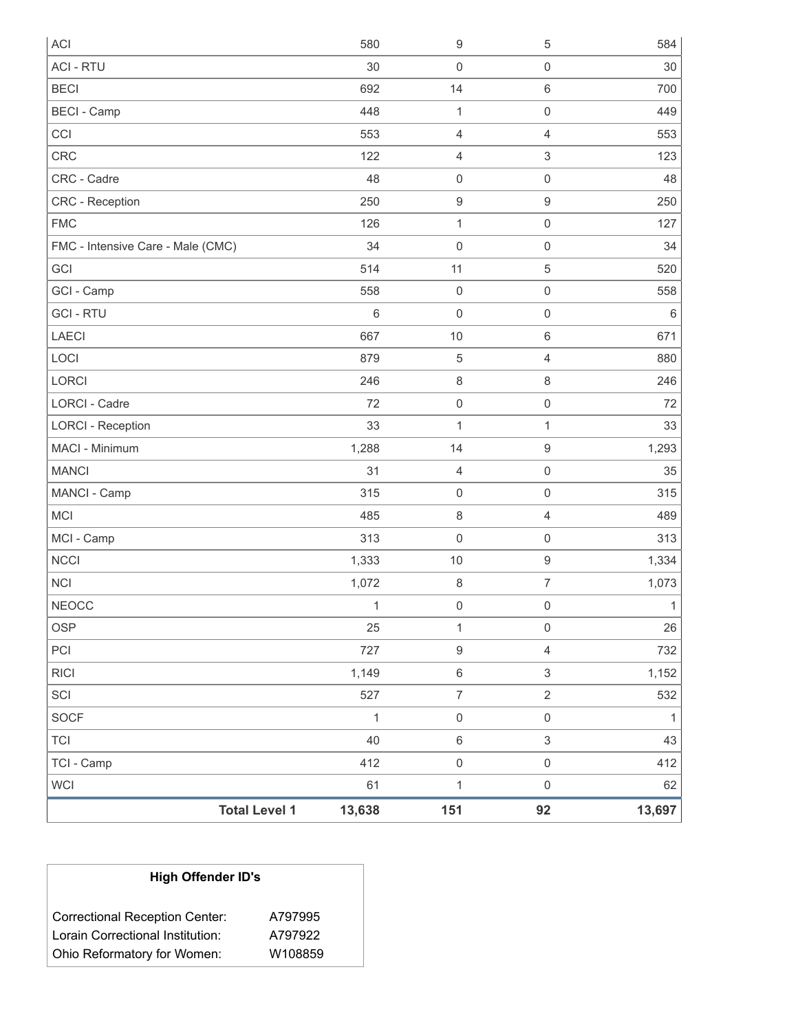| | | | | |
|---|---|---|---|---|
| ACI | 580 | 9 | 5 | 584 |
| ACI - RTU | 30 | 0 | 0 | 30 |
| BECI | 692 | 14 | 6 | 700 |
| BECI - Camp | 448 | 1 | 0 | 449 |
| CCI | 553 | 4 | 4 | 553 |
| CRC | 122 | 4 | 3 | 123 |
| CRC - Cadre | 48 | 0 | 0 | 48 |
| CRC - Reception | 250 | 9 | 9 | 250 |
| FMC | 126 | 1 | 0 | 127 |
| FMC - Intensive Care - Male (CMC) | 34 | 0 | 0 | 34 |
| GCI | 514 | 11 | 5 | 520 |
| GCI - Camp | 558 | 0 | 0 | 558 |
| GCI - RTU | 6 | 0 | 0 | 6 |
| LAECI | 667 | 10 | 6 | 671 |
| LOCI | 879 | 5 | 4 | 880 |
| LORCI | 246 | 8 | 8 | 246 |
| LORCI - Cadre | 72 | 0 | 0 | 72 |
| LORCI - Reception | 33 | 1 | 1 | 33 |
| MACI - Minimum | 1,288 | 14 | 9 | 1,293 |
| MANCI | 31 | 4 | 0 | 35 |
| MANCI - Camp | 315 | 0 | 0 | 315 |
| MCI | 485 | 8 | 4 | 489 |
| MCI - Camp | 313 | 0 | 0 | 313 |
| NCCI | 1,333 | 10 | 9 | 1,334 |
| NCI | 1,072 | 8 | 7 | 1,073 |
| NEOCC | 1 | 0 | 0 | 1 |
| OSP | 25 | 1 | 0 | 26 |
| PCI | 727 | 9 | 4 | 732 |
| RICI | 1,149 | 6 | 3 | 1,152 |
| SCI | 527 | 7 | 2 | 532 |
| SOCF | 1 | 0 | 0 | 1 |
| TCI | 40 | 6 | 3 | 43 |
| TCI - Camp | 412 | 0 | 0 | 412 |
| WCI | 61 | 1 | 0 | 62 |
| **Total Level 1** | **13,638** | **151** | **92** | **13,697** |

**High Offender ID's**

| | |
|---|---|
| Correctional Reception Center: | A797995 |
| Lorain Correctional Institution: | A797922 |
| Ohio Reformatory for Women: | W108859 |